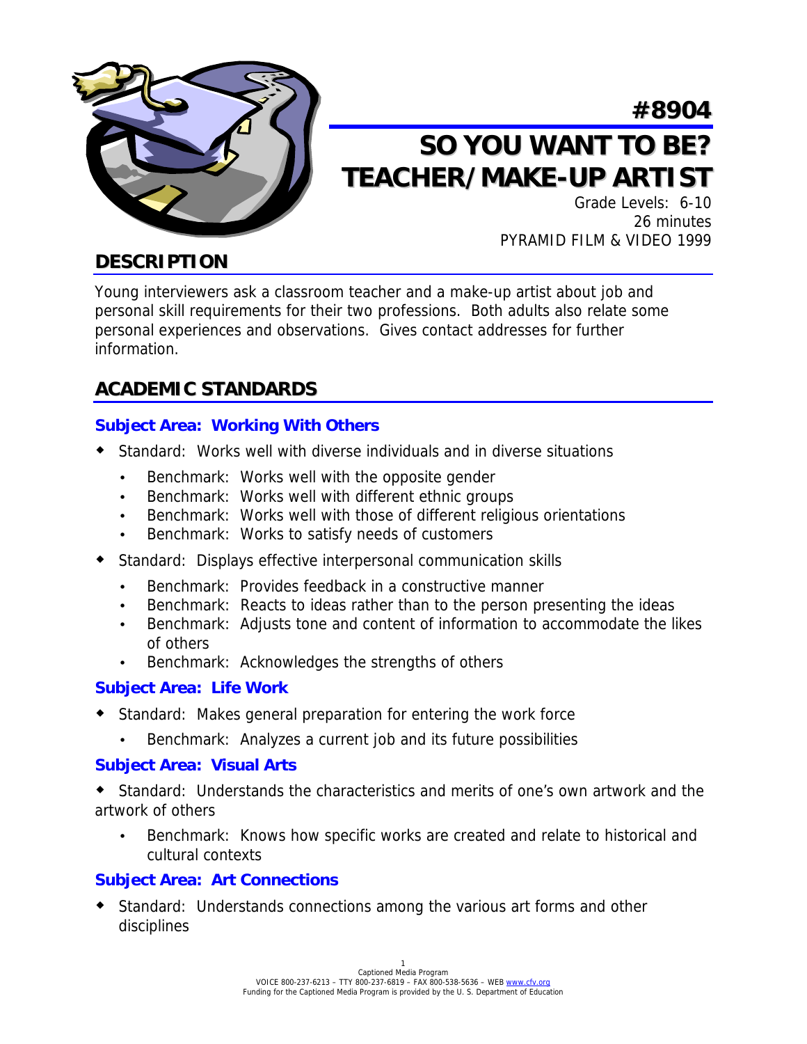# #8904

# SO YOU WANT TO BE? TEACHER/MAKE-UP ARTIST

Grade Levels: 6-10
26 minutes
PYRAMID FILM & VIDEO 1999

## DESCRIPTION

Young interviewers ask a classroom teacher and a make-up artist about job and personal skill requirements for their two professions. Both adults also relate some personal experiences and observations. Gives contact addresses for further information.

## ACADEMIC STANDARDS

### Subject Area: Working With Others

- Standard: Works well with diverse individuals and in diverse situations
  - Benchmark: Works well with the opposite gender
  - Benchmark: Works well with different ethnic groups
  - Benchmark: Works well with those of different religious orientations
  - Benchmark: Works to satisfy needs of customers
- Standard: Displays effective interpersonal communication skills
  - Benchmark: Provides feedback in a constructive manner
  - Benchmark: Reacts to ideas rather than to the person presenting the ideas
  - Benchmark: Adjusts tone and content of information to accommodate the likes of others
  - Benchmark: Acknowledges the strengths of others

### Subject Area: Life Work

- Standard: Makes general preparation for entering the work force
  - Benchmark: Analyzes a current job and its future possibilities

### Subject Area: Visual Arts

- Standard: Understands the characteristics and merits of one's own artwork and the artwork of others
  - Benchmark: Knows how specific works are created and relate to historical and cultural contexts

### Subject Area: Art Connections

- Standard: Understands connections among the various art forms and other disciplines

Captioned Media Program
VOICE 800-237-6213 – TTY 800-237-6819 – FAX 800-538-5636 – WEB www.cfv.org
Funding for the Captioned Media Program is provided by the U. S. Department of Education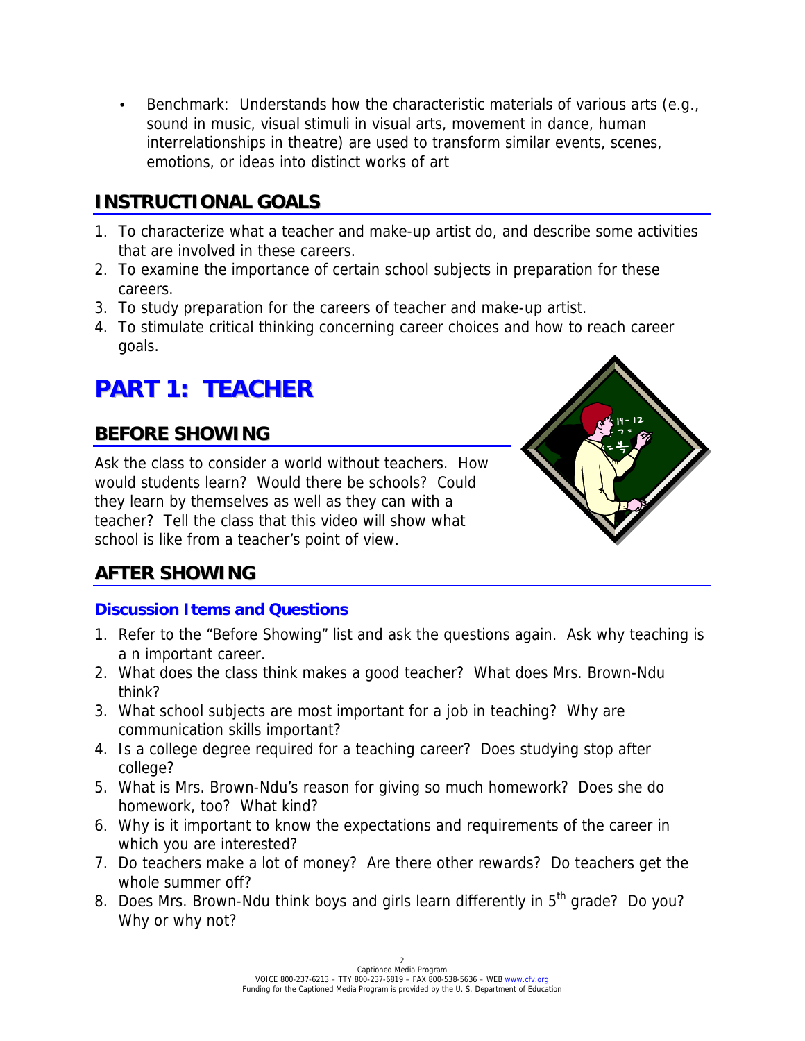- Benchmark: Understands how the characteristic materials of various arts (e.g., sound in music, visual stimuli in visual arts, movement in dance, human interrelationships in theatre) are used to transform similar events, scenes, emotions, or ideas into distinct works of art

## INSTRUCTIONAL GOALS

1. To characterize what a teacher and make-up artist do, and describe some activities that are involved in these careers.
2. To examine the importance of certain school subjects in preparation for these careers.
3. To study preparation for the careers of teacher and make-up artist.
4. To stimulate critical thinking concerning career choices and how to reach career goals.

# PART 1: TEACHER

## BEFORE SHOWING

Ask the class to consider a world without teachers. How would students learn? Would there be schools? Could they learn by themselves as well as they can with a teacher? Tell the class that this video will show what school is like from a teacher's point of view.

## AFTER SHOWING

### Discussion Items and Questions

1. Refer to the "Before Showing" list and ask the questions again. Ask why teaching is a n important career.
2. What does the class think makes a good teacher? What does Mrs. Brown-Ndu think?
3. What school subjects are most important for a job in teaching? Why are communication skills important?
4. Is a college degree required for a teaching career? Does studying stop after college?
5. What is Mrs. Brown-Ndu's reason for giving so much homework? Does she do homework, too? What kind?
6. Why is it important to know the expectations and requirements of the career in which you are interested?
7. Do teachers make a lot of money? Are there other rewards? Do teachers get the whole summer off?
8. Does Mrs. Brown-Ndu think boys and girls learn differently in 5th grade? Do you? Why or why not?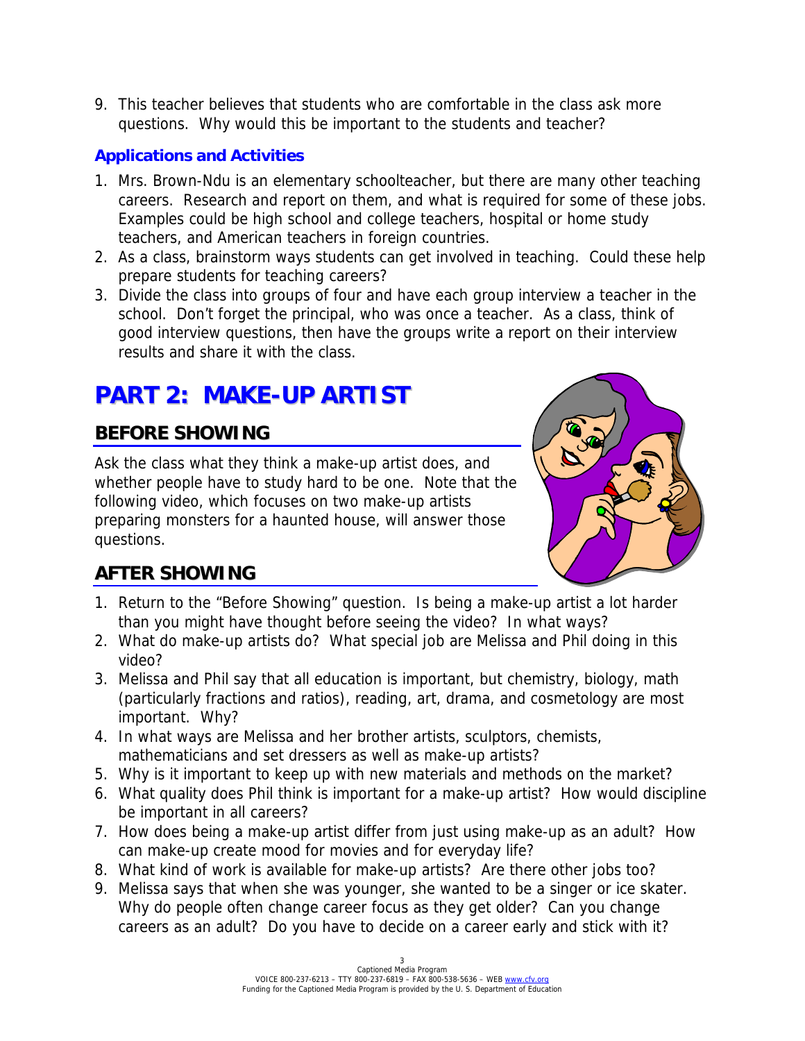9. This teacher believes that students who are comfortable in the class ask more questions. Why would this be important to the students and teacher?

### Applications and Activities

1. Mrs. Brown-Ndu is an elementary schoolteacher, but there are many other teaching careers. Research and report on them, and what is required for some of these jobs. Examples could be high school and college teachers, hospital or home study teachers, and American teachers in foreign countries.
2. As a class, brainstorm ways students can get involved in teaching. Could these help prepare students for teaching careers?
3. Divide the class into groups of four and have each group interview a teacher in the school. Don't forget the principal, who was once a teacher. As a class, think of good interview questions, then have the groups write a report on their interview results and share it with the class.

# PART 2: MAKE-UP ARTIST

## BEFORE SHOWING

Ask the class what they think a make-up artist does, and whether people have to study hard to be one. Note that the following video, which focuses on two make-up artists preparing monsters for a haunted house, will answer those questions.

## AFTER SHOWING

1. Return to the "Before Showing" question. Is being a make-up artist a lot harder than you might have thought before seeing the video? In what ways?
2. What do make-up artists do? What special job are Melissa and Phil doing in this video?
3. Melissa and Phil say that all education is important, but chemistry, biology, math (particularly fractions and ratios), reading, art, drama, and cosmetology are most important. Why?
4. In what ways are Melissa and her brother artists, sculptors, chemists, mathematicians and set dressers as well as make-up artists?
5. Why is it important to keep up with new materials and methods on the market?
6. What quality does Phil think is important for a make-up artist? How would discipline be important in all careers?
7. How does being a make-up artist differ from just using make-up as an adult? How can make-up create mood for movies and for everyday life?
8. What kind of work is available for make-up artists? Are there other jobs too?
9. Melissa says that when she was younger, she wanted to be a singer or ice skater. Why do people often change career focus as they get older? Can you change careers as an adult? Do you have to decide on a career early and stick with it?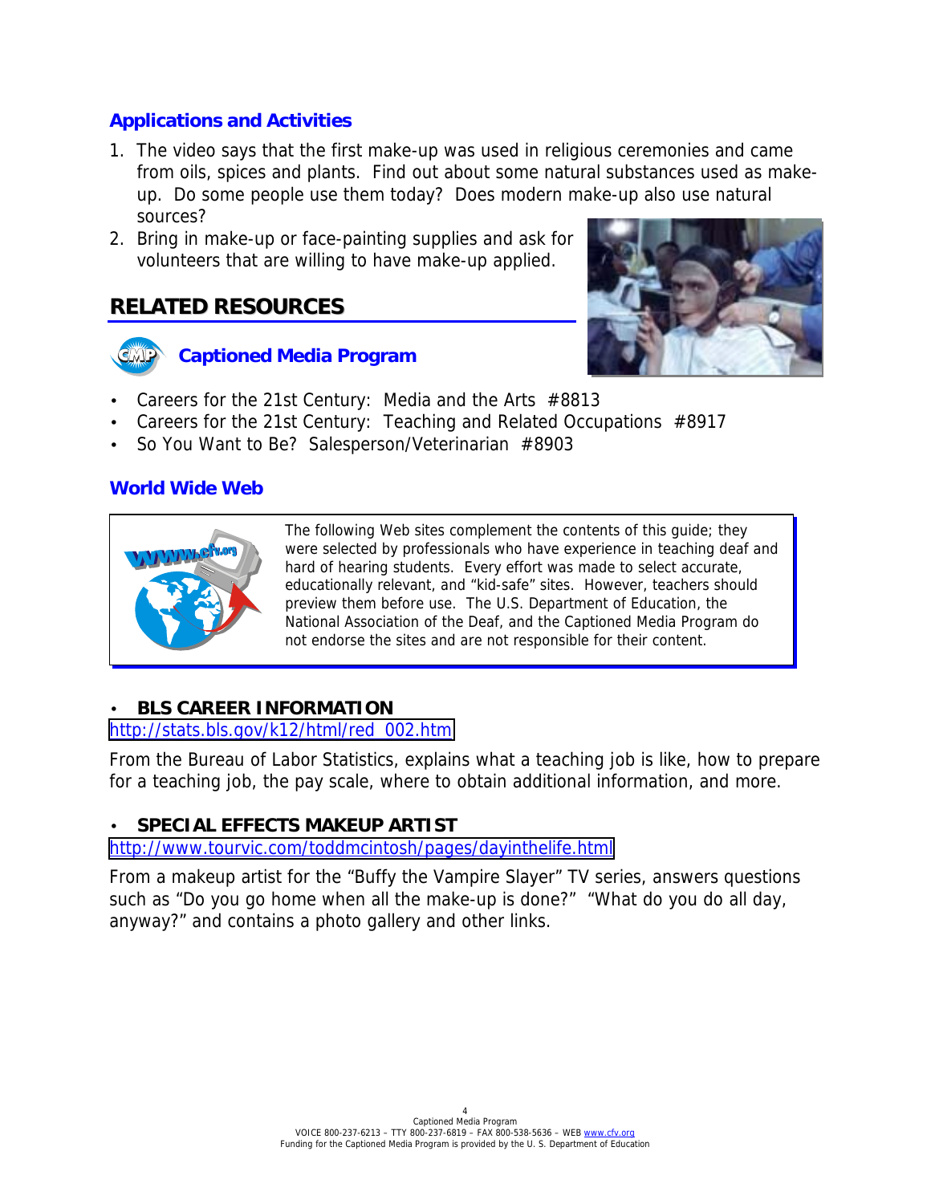### Applications and Activities

1. The video says that the first make-up was used in religious ceremonies and came from oils, spices and plants. Find out about some natural substances used as make-up. Do some people use them today? Does modern make-up also use natural sources?
2. Bring in make-up or face-painting supplies and ask for volunteers that are willing to have make-up applied.

## RELATED RESOURCES

### Captioned Media Program

- Careers for the 21st Century: Media and the Arts #8813
- Careers for the 21st Century: Teaching and Related Occupations #8917
- So You Want to Be? Salesperson/Veterinarian #8903

### World Wide Web

The following Web sites complement the contents of this guide; they were selected by professionals who have experience in teaching deaf and hard of hearing students. Every effort was made to select accurate, educationally relevant, and "kid-safe" sites. However, teachers should preview them before use. The U.S. Department of Education, the National Association of the Deaf, and the Captioned Media Program do not endorse the sites and are not responsible for their content.

- **BLS CAREER INFORMATION**

http://stats.bls.gov/k12/html/red_002.htm

From the Bureau of Labor Statistics, explains what a teaching job is like, how to prepare for a teaching job, the pay scale, where to obtain additional information, and more.

- **SPECIAL EFFECTS MAKEUP ARTIST**

http://www.tourvic.com/toddmcintosh/pages/dayinthelife.html

From a makeup artist for the "Buffy the Vampire Slayer" TV series, answers questions such as "Do you go home when all the make-up is done?" "What do you do all day, anyway?" and contains a photo gallery and other links.